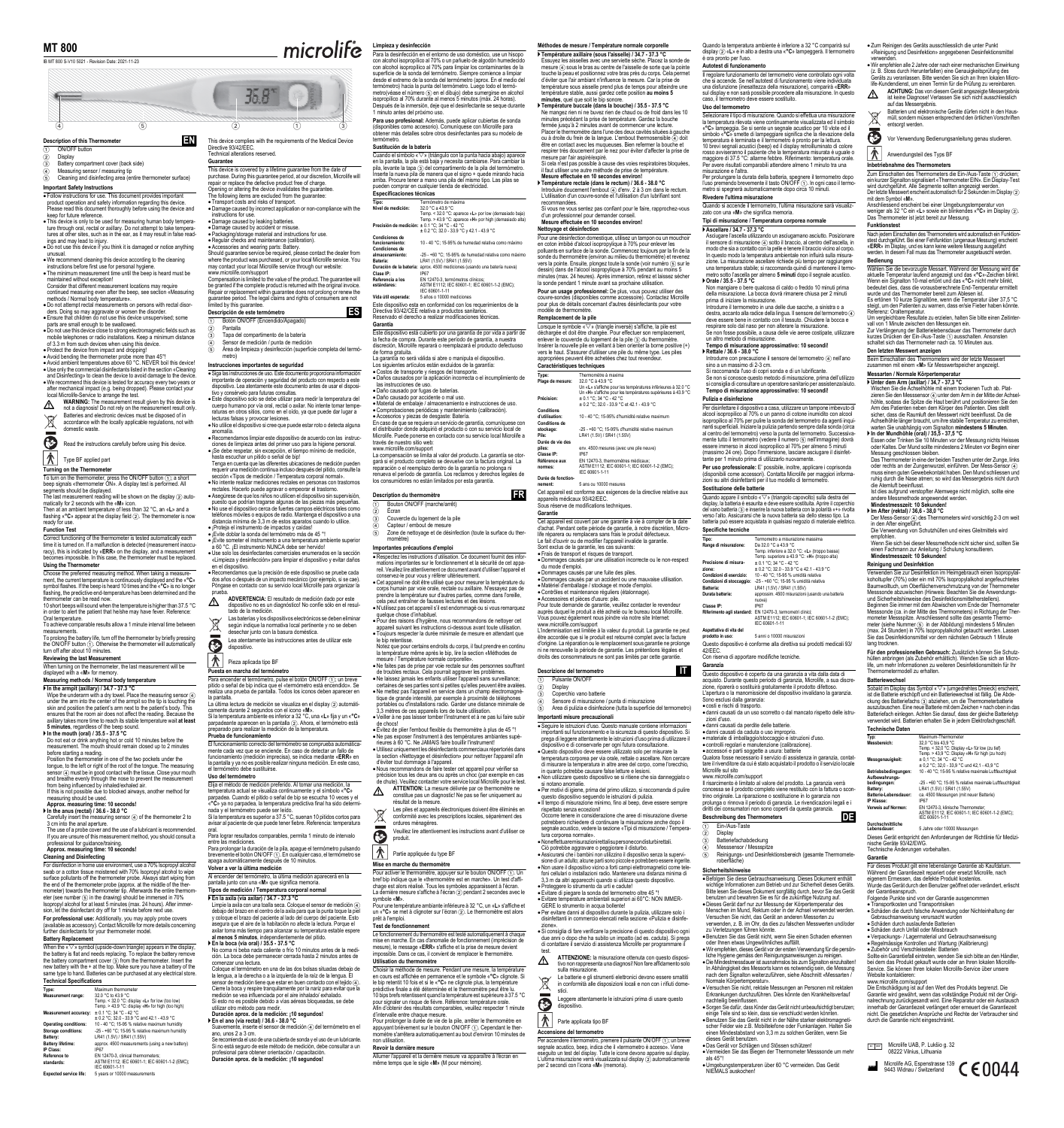# MT 800

IB MT 800 S-V10 5021 - Revision Date: 2021-11-23

microlife

## Description of this Thermometer — EN

1. ON/OFF button
2. Display
3. Battery compartment cover (back side)
4. Measuring sensor / measuring tip
5. Cleaning and disinfecting area (entire thermometer surface)

### Important Safety Instructions

- Follow instructions for use. This document provides important product operation and safety information regarding this device. Please read this document thoroughly before using the device and keep for future reference.
- This device is only to be used for measuring human body temperature through oral, rectal or axilla. Do not attempt to take temperatures at other sites, such as in the ear, as it may result in false readings and may lead to injury.
- Do not use this device if you think it is damaged or notice anything unusual.
- We recommend cleaning this device according to the cleaning instructions before first use for personal hygiene.
- The minimum measurement time until the beep is heard must be maintained without exception! Consider that different measurement locations may require continued measuring even after the beep, see section «Measuring methods / Normal body temperature».
- Do not attempt rectal measurements on persons with rectal disorders. Doing so may aggravate or worsen the disorder.
- Ensure that children do not use this device unsupervised; some parts are small enough to be swallowed.
- Do not use this device close to strong electromagnetic fields such as mobile telephones or radio installations. Keep a minimum distance of 3.3 m from such devices when using this device.
- Protect the device from impact and dropping!
- Avoid bending the thermometer probe more than 45°!
- Avoid ambient temperatures above 60 °C. NEVER boil this device!
- Use only the commercial disinfectants listed in the section «Cleaning and Disinfecting» to clean the device to avoid damage to the device.
- We recommend this device is tested for accuracy every two years or after mechanical impact (e.g. being dropped). Please contact your local Microlife-Service to arrange the test.

WARNING: The measurement result given by this device is not a diagnosis! Do not rely on the measurement result only.

Batteries and electronic devices must be disposed of in accordance with the locally applicable regulations, not with domestic waste.

Read the instructions carefully before using this device.

Type BF applied part

### Turning on the Thermometer

To turn on the thermometer, press the ON/OFF button (1); a short beep signals «Thermometer ON». A display test is performed. All segments should be displayed.

The last measurement reading will be shown on the display (2) automatically for 2 seconds with the «M» icon.

Then at an ambient temperature of less than 32 °C, an «L» and a flashing «°C» appear at the display field (2). The thermometer is now ready for use.

### Function Test

Correct functioning of the thermometer is tested automatically each time it is turned on. If a malfunction is detected (measurement inaccuracy), this is indicated by «ERR» on the display, and a measurement becomes impossible. In this case, the thermometer must be replaced.

### Using the Thermometer

Choose the preferred measuring method. When taking a measurement, the current temperature is continuously displayed and the «°C» symbol flashes. If the beep is heard 10 times and the «°C» is no longer flashing, the predictive end-temperature has been determined and the thermometer can be read now.

10 short beeps will sound when the temperature is higher than 37.5 °C in order to alert the patient that he/she may have fever. Reference: Oral temperature.

To achieve comparable results allow a minimum 1 minute interval time between measurements.

To prolong the battery life, turn off the thermometer by briefly pressing the ON/OFF button (1). Otherwise the thermometer will automatically turn off after about 10 minutes.

### Reviewing the last Measurement

When turning on the thermometer, the last measurement will be displayed with a «M» for memory.

### Measuring methods / Normal body temperature

**In the armpit (axillary) / 34.7 - 37.3 °C**

Wipe the underarm with a dry towel. Place the measuring sensor (4) under the arm into the center of the armpit so the tip is touching the skin and position the patient's arm next to the patient's body. This ensures that the room air does not affect the reading. Because the axillary takes more time to reach its stable temperature wait **at least 5 minutes**, regardless of the beep sound.

**In the mouth (oral) / 35.5 - 37.5 °C**

Do not eat or drink anything hot or cold 10 minutes before the measurement. The mouth should remain closed up to 2 minutes before starting a reading.

Position the thermometer in one of the two pockets under the tongue, to the left or right of the root of the tongue. The measuring sensor (4) must be in good contact with the tissue. Close your mouth and breathe evenly through the nose to prevent the measurement from being influenced by inhaled/exhaled air.

If this is not possible due to blocked airways, another method for measuring should be used.

**Approx. measuring time: 10 seconds!**

**In the anus (rectal) / 36.6 - 38.0 °C**

Carefully insert the measuring sensor (4) of the thermometer 2 to 3 cm into the anal aperture.

The use of a probe cover and the use of a lubricant is recommended. If you are unsure of this measurement method, you should consult a professional for guidance/training.

**Approx. measuring time: 10 seconds!**

### Cleaning and Disinfecting

For disinfection in home use environment, use a 70% Isopropyl alcohol swab or a cotton tissue moistened with 70% Isopropyl alcohol to wipe surface pollutants off the thermometer probe. Always start wiping from the end of the thermometer probe (approx. at the middle of the thermometer) towards the thermometer tip. Afterwards the entire thermometer (see number (5) in the drawing) should be immersed in 70% Isopropyl alcohol for at least 5 minutes (max. 24 hours). After immersion, let the disinfectant dry off for 1 minute before next use.

**For professional use:** Additionally, you may apply probe covers (available as accessory). Contact Microlife for more details concerning further disinfectants for your thermometer model.

### Battery Replacement

When the «▽» symbol (upside-down triangle) appears in the display, the battery is flat and needs replacing. To replace the battery remove the battery compartment cover (3) from the thermometer. Insert the new battery with the + at the top. Make sure you have a battery of the same type to hand. Batteries can be purchased at any electrical store.

### Technical Specifications

| | |
|---|---|
| Type: | Maximum thermometer |
| Measurement range: | 32.0 °C to 43.9 °C<br>Temp. < 32.0 °C: display «L» for low (too low)<br>Temp. > 43.9 °C: display «H» for high (too high) |
| Measurement accuracy: | ± 0.1 °C, 34 °C - 42 °C<br>± 0.2 °C, 32.0 - 33.9 °C and 42.1 - 43.9 °C |
| Operating conditions: | 10 - 40 °C; 15-95 % relative maximum humidity |
| Storage conditions: | -25 - +60 °C; 15-95 % relative maximum humidity |
| Battery: | LR41 (1.5V) / SR41 (1.55V) |
| Battery lifetime: | approx. 4500 measurements (using a new battery) |
| IP Class: | IP67 |
| Reference to standards: | EN 12470-3, clinical thermometers; ASTM E1112; IEC 60601-1; IEC 60601-1-2 (EMC); IEC 60601-1-11 |
| Expected service life: | 5 years or 10000 measurements |

This device complies with the requirements of the Medical Device Directive 93/42/EEC.

Technical alterations reserved.

### Guarantee

This device is covered by a lifetime guarantee from the date of purchase. During this guarantee period, at our discretion, Microlife will repair or replace the defective product free of charge.

Opening or altering the device invalidates the guarantee.

The following items are excluded from the guarantee:

- Transport costs and risks of transport.
- Damage caused by incorrect application or non-compliance with the instructions for use.
- Damage caused by leaking batteries.
- Damage caused by accident or misuse.
- Packaging/storage material and instructions for use.
- Regular checks and maintenance (calibration).
- Accessories and wearing parts: Battery.

Should guarantee service be required, please contact the dealer from where the product was purchased, or your local Microlife service. You may contact your local Microlife service through our website: www.microlife.com/support

Compensation is limited to the value of the product. The guarantee will be granted if the complete product is returned with the original invoice. Repair or replacement within guarantee does not prolong or renew the guarantee period. The legal claims and rights of consumers are not limited by this guarantee.

## Descripción de este termómetro — ES

1. Botón ON/OFF (Encendido/Apagado)
2. Pantalla
3. Tapa del compartimento de la batería
4. Sensor de medición / punta de medición
5. Área de limpieza y desinfección (superficie completa del termómetro)

### Instrucciones importantes de seguridad

- Siga las instrucciones de uso. Este documento proporciona información importante de operación y seguridad del producto con respecto a este dispositivo. Lea atentamente este documento antes de usar el dispositivo y consérvelo para futuras consultas.
- Este dispositivo solo se debe utilizar para medir la temperatura del cuerpo humano por vía oral, rectal o axilar. No intente tomar temperaturas en otros sitios, como en el oído, ya que puede dar lugar a lecturas falsas y provocar lesiones.
- No utilice el dispositivo si cree que puede estar roto o detecta alguna anomalía.
- Recomendamos limpiar este dispositivo de acuerdo con las instrucciones de limpieza antes del primer uso para la higiene personal.
- ¡Se debe respetar, sin excepción, el tiempo mínimo de medición, hasta escuchar un pitido o señal de bip! Tenga en cuenta que las diferentes ubicaciones de medición pueden requerir una medición continua incluso después del pitido, consulte la sección «Tipos de medición / Temperatura corporal normal».
- No intente realizar mediciones rectales en personas con trastornos rectales. Hacerlo puede agravar o empeorar el trastorno.
- Asegúrese de que los niños no utilicen el dispositivo sin supervisión, puesto que podrían tragarse algunas de las piezas más pequeñas.
- No use el dispositivo cerca de fuertes campos eléctricos tales como teléfonos móviles o equipos de radio. Mantenga el dispositivo a una distancia mínima de 3,3 m de estos aparatos cuando lo utilice.
- ¡Proteja el instrumento de impactos y caídas!
- ¡Evite doblar la sonda del termómetro más de 45 °!
- ¡Evite someter el instrumento a una temperatura ambiente superior a 60 °C. ¡El instrumento NUNCA debe ser hervido!
- Use solo los desinfectantes comerciales enumerados en la sección «Limpieza y desinfección» para limpiar el dispositivo y evitar daños en el dispositivo.
- Recomendamos que la precisión de este dispositivo se pruebe cada dos años o después de un impacto mecánico (por ejemplo, si se cae). Póngase en contacto con su servicio local Microlife para organizar la prueba.

ADVERTENCIA: El resultado de medición dado por este dispositivo no es un diagnóstico! No confíe sólo en el resultado de la medición.

Las baterías y los dispositivos electrónicos se deben eliminar según indique la normativa local pertinente y no se deben desechar junto con la basura doméstica.

Lea atentamente las instrucciones antes de utilizar este dispositivo.

Pieza aplicada tipo BF

### Puesta en marcha del termómetro

Para encender el termómetro, pulse el botón ON/OFF (1); un breve pitido o señal de bip indica que el «termómetro está encendido». Se realiza una prueba de pantalla. Todos los iconos deben aparecer en la pantalla.

La última lectura de medición se visualiza en el display (2) automáticamente durante 2 segundos con el icono «M».

Si la temperatura ambiente es inferior a 32 °C, una «L» fija y un «°C» parpadeante aparecen en la pantalla (2). Ahora, el termómetro está preparado para realizar la medición de la temperatura.

### Prueba de funcionamiento

El funcionamiento correcto del termómetro se comprueba automáticamente cada vez que se enciende. En caso de detectar un fallo de funcionamiento (medición imprecisa), se indica mediante «ERR» en la pantalla y ya no es posible realizar ninguna medición. En este caso, el termómetro debe sustituirse.

### Uso del termómetro

Elija el método de medición preferido. Al tomar una medición, la temperatura actual se visualiza continuamente y el símbolo «°C» parpadea. Cuando el pitido o señal de bip se escucha 10 veces y el «°C» ya no parpadea, la temperatura predictiva final ha sido determinada y el termómetro puede ser leído.

Si la temperatura es superior a 37,5 °C, suenan 10 pitidos cortos para avisar al paciente de que puede tener fiebre. Referencia: temperatura oral.

Para lograr resultados comparables, permita 1 minuto de intervalo entre las mediciones.

Para prolongar la duración de la pila, apague el termómetro pulsando brevemente el botón ON/OFF (1). En cualquier caso, el termómetro se apaga automáticamente después de 10 minutos.

### Volver a ver la última medición

Al encender el termómetro, la última medición aparecerá en la pantalla junto con una «M» que significa memoria.

### Tipos de medición / Temperatura corporal normal

**En la axila (vía axilar) / 34,7 - 37,3 °C**

Limpie la axila con una toalla seca. Coloque el sensor de medición (4) debajo del brazo en el centro de la axila para que la punta toque la piel y coloque el brazo del paciente al lado del cuerpo del paciente. Esto asegura que el aire de la habitación no afecte la lectura. Porque el axilar toma más tiempo para alcanzar su temperatura estable espere **al menos 5 minutos**, independientemente del pitido.

**En la boca (vía oral) / 35,5 - 37,5 °C**

No coma ni beba nada caliente o frío 10 minutos antes de la medición. La boca debe permanecer cerrada hasta 2 minutos antes de comenzar una lectura.

Coloque el termómetro en una de las dos bolsas situadas debajo de la lengua, a la derecha o a la izquierda de la raíz de la lengua. El sensor de medición tiene que estar en buen contacto con el tejido (4). Cierre la boca y respire tranquilamente por la nariz para evitar que la medición se vea influenciada por el aire inhalado/ exhalado.

Si esto no es posible debido a vías aéreas bloqueadas, se debe utilizar otro método para medir.

**Duración aprox. de la medición: ¡10 segundos!**

**En el ano (vía rectal) / 36,6 - 38,0 °C**

Suavemente, inserte el sensor de medición (4) del termómetro en el ano, unos 2 a 3 cm.

Se recomienda el uso de una cubierta de sonda y el uso de un lubricante. Si no está seguro de este método de medición, debe consultar a un profesional para obtener orientación / capacitación.

**Duración aprox. de la medición: ¡10 segundos!**

### Limpieza y desinfección

Para la desinfección en el entorno de uso doméstico, use un hisopo con alcohol isopropílico al 70% o un pañuelo de algodón humedecido con alcohol isopropílico al 70% para limpiar los contaminantes de la superficie de la sonda del termómetro. Siempre comience a limpiar desde el extremo de la sonda del termómetro (aprox. En el medio del termómetro) hacia la punta del termómetro. Luego todo el termómetro(véase el número (5) en el dibujo) debe sumergirse en alcohol isopropílico al 70% durante al menos 5 minutos (máx. 24 horas). Después de la inmersión, deje que el desinfectante se seque durante 1 minuto antes del próximo uso.

**Para uso profesional:** Además, puede aplicar cubiertas de sonda (disponibles como accesorio). Comuníquese con Microlife para obtener más detalles sobre otros desinfectantes para su modelo de termómetro.

### Sustitución de la batería

Cuando el símbolo «▽» (triángulo con la punta hacia abajo) aparece en la pantalla, la pila está baja y necesita cambiarse. Para cambiar la pila, levante la tapa (3) del compartimento de la pila del termómetro. Inserte la nueva pila de manera que el signo + quede mirando hacia arriba. Procure tener a mano una pila del mismo tipo. Las pilas se pueden comprar en cualquier tienda de electricidad.

### Especificaciones técnicas

| | |
|---|---|
| Tipo: | Termómetro de máxima |
| Nivel de medición: | 32,0 °C a 43,9 °C<br>Temp. < 32,0 °C: aparece «L» por low (demasiado baja)<br>Temp. > 43,9 °C: aparece «H» por high (demasiado alta) |
| Precisión de medición: | ± 0,1 °C; 34 °C - 42 °C<br>± 0,2 °C; 32,0 - 33,9 °C y 42,1 - 43,9 °C |
| Condiciones de funcionamiento: | 10 - 40 °C; 15-95 % de humedad relativa como máximo |
| Condiciones de almacenamiento: | -25 - +60 °C; 15-95 % de humedad relativa como máximo |
| Batería: | LR41 (1,5V) / SR41 (1,55V) |
| Duración de la batería: | aprox. 4500 mediciones (usando una batería nueva) |
| Clase IP: | IP67 |
| Referencia a los estándares: | EN 12470-3, termómetros clínicos; ASTM E1112; IEC 60601-1; IEC 60601-1-2 (EMC); IEC 60601-1-11 |
| Vida útil esperada: | 5 años o 10000 mediciones |

Este dispositivo esta en conformidad con los requerimientos de la Directiva 93/42/CEE relativa a productos sanitarios.

Reservado el derecho a realizar modificaciones técnicas.

### Garantía

Este dispositivo está cubierto por una garantía de por vida a partir de la fecha de compra. Durante este período de garantía, a nuestra discreción, Microlife reparará o reemplazará el producto defectuoso de forma gratuita.

La garantía no será válida si abre o manipula el dispositivo.

Los siguientes artículos están excluidos de la garantía:

- Costes de transporte y riesgos del transporte.
- Daños causados por la aplicación incorrecta o el incumplimiento de las instrucciones de uso.
- Daño causado por fugas de baterías.
- Daño causado por accidente o mal uso.
- Material de embalaje / almacenamiento e instrucciones de uso.
- Comprobaciones periódicas y mantenimiento (calibración).
- Accesorios y piezas de desgaste: Batería.

En caso de que se requiera un servicio de garantía, comuníquese con el distribuidor donde adquirió el producto o con su servicio local de Microlife. Puede ponerse en contacto con su servicio local Microlife a través de nuestro sitio web: www.microlife.com/support

La compensación se limita al valor del producto. La garantía se otorgará si el producto completo se devuelve con la factura original. La reparación o el reemplazo dentro de la garantía no prolonga ni renueva el período de garantía. Los reclamos y derechos legales de los consumidores no están limitados por esta garantía.

## Description du thermomètre — FR

1. Bouton ON/OFF (marche/arrêt)
2. Écran
3. Couvercle du logement de la pile
4. Capteur / embout de mesure
5. Zone de nettoyage et de désinfection (toute la surface du thermomètre)

### Importantes précautions d'emploi

- Respectez les instructions d'utilisation. Ce document fournit des informations importantes sur le fonctionnement et la sécurité de cet appareil. Veuillez lire attentivement ce document avant d'utiliser l'appareil et conservez-le pour vous y référer ultérieurement.
- Cet appareil ne doit être utilisé que pour mesurer la température du corps humain par voie orale, rectale ou axillaire. N'essayez pas de prendre la température sur d'autres parties, comme dans l'oreille, cela peut entraîner de fausses lectures et des lésions.
- N'utilisez pas cet appareil s'il est endommagé ou si vous remarquez quelque chose d'inhabituel.
- Pour des raisons d'hygiène, nous recommandons de nettoyer cet appareil suivant les instructions ci-dessous avant toute utilisation.
- Toujours respecter la durée minimale de mesure en attendant que le bip retentisse. Notez que pour certains endroits du corps, il faut prendre en continu la température même après le bip, lire la section «Méthodes de mesure / Température normale corporelle».
- Ne faites pas de prise par voie rectale sur des personnes souffrant de troubles rectaux. Cela pourrait aggraver les problèmes.
- Ne laissez jamais les enfants utiliser l'appareil sans surveillance; certaines de ses parties sont si petites qu'elles peuvent être avalées.
- Ne mettez pas l'appareil en service dans un champ électromagnétique de grande intensité, par exemple à proximité de téléphones portables ou d'installations radio. Garder une distance minimale de 3,3 mètres de ces appareils lors de toute utilisation.
- Veiller à ne pas laisser tomber l'instrument et à ne pas lui faire subir de choc!
- Évitez de plier l'embout flexible du thermomètre à plus de 45 °!
- Ne pas exposer l'instrument à des températures ambiantes supérieures à 60 °C. Ne JAMAIS faire bouillir l'instrument!
- Utilisez uniquement les désinfectants commerciaux répertoriés dans la section «Nettoyage et désinfection» pour nettoyer l'appareil afin d'éviter tout dommage à l'appareil.
- Nous recommandons de faire tester cet appareil pour vérifier sa précision tous les deux ans ou après un choc (par exemple en cas de chute). Veuillez contacter votre service local Microlife pour le test.

ATTENTION: Le mesure délivrée par ce thermomètre ne constitue pas un diagnostic! Ne pas se fier uniquement au résultat de la mesure.

Les piles et les appareils électroniques doivent être éliminés en conformité avec les prescriptions locales, séparément des ordures ménagères.

Veuillez lire attentivement les instructions avant d'utiliser ce produit.

Partie appliquée du type BF

### Mise en marche du thermomètre

Pour allumer le thermomètre, appuyer sur le bouton ON/OFF (1). Un bref bip indique que le «thermomètre est en marche». Un test d'affichage est alors réalisé. Tous les symboles apparaissent à l'écran.

La dernière mesure s'affiche à l'écran (2) pendant 2 secondes avec le symbole «M».

Pour une température ambiante inférieure à 32 °C, un «L» s'affiche et un «°C» se met à clignoter sur l'écran (2). Le thermomètre est alors prêt à l'emploi.

### Test de fonctionnement

Le fonctionnement du thermomètre est testé automatiquement à chaque mise en marche. En cas d'anomalie de fonctionnement (imprécision de mesure), le message «ERR» s'affiche et la prise de mesure devient impossible. Dans ce cas, il convient de remplacer le thermomètre.

### Utilisation du thermomètre

Choisir la méthode de mesure. Pendant une mesure, la température en cours est affichée en permanence et le symbole «°C» clignote. Si le bip retentit 10 fois et si le «°C» ne clignote plus, la température prédictive finale a été déterminée et le thermomètre peut être lu.

10 bips brefs retentissent quand la température est supérieure à 37.5 °C pour signaler un risque de fièvre. Référence: température orale.

Afin d'obtenir des résultats comparables, veuillez respecter 1 minute d'intervalle entre chaque mesure.

Pour prolonger la durée de vie de la pile, arrêter le thermomètre en appuyant brièvement sur le bouton ON/OFF (1). Cependant le thermomètre s'arrêtera automatiquement au bout d'environ 10 minutes de non utilisation.

### Revoir la dernière mesure

Allumer l'appareil et la dernière mesure va apparaître à l'écran en même temps que le sigle «M» (M pour mémoire).

### Méthodes de mesure / Température normale corporelle

**Température axillaire (sous l'aisselle) / 34.7 - 37.3 °C**

Essuyez les aisselles avec une serviette sèche. Placez la sonde de mesure (4) sous le bras au centre de l'aisselle de sorte que la pointe touche la peau et positionnez votre bras près du corps. Cela permet d'éviter que l'air ambiant n'influence la mesure. Car la prise de température sous aisselle prend plus de temps pour atteindre une température stable, aussi gardez cette position **au moins 5 minutes**, quel que soit le bip sonore.

**Température buccale (dans la bouche) / 35.5 - 37.5 °C**

Ne mangez rien ni ne buvez rien de chaud ou de froid dans les 10 minutes précédant la prise de température. Gardez la bouche fermée jusqu'à 2 minutes avant de commencer une lecture.

Placer le thermomètre dans l'une des deux cavités situées à gauche ou à droite du frein de la langue. L'embout thermosensible (4) doit être en contact avec les muqueuses. Fermer la bouche et respirer très doucement par le nez pour éviter d'affecter la prise de mesure par l'air aspiré/expiré.

Si cela n'est pas possible à cause des voies respiratoires bloquées, il faut utiliser une autre méthode de prise de température.

**Mesure effectuée en 10 secondes environ!**

**Température rectale (dans le rectum) / 36.6 - 38.0 °C**

Introduire doucement l'embout (4) d'env. 2 à 3 cm dans le rectum. L'utilisation d'un couvre-sonde et l'utilisation d'un lubrifiant sont recommandées.

Si vous ne vous sentez pas confiant pour le faire, rapprochez-vous d'un professionnel pour demander conseil.

**Mesure effectuée en 10 secondes environ!**

### Nettoyage et désinfection

Pour une désinfection domestique, utilisez un tampon ou un mouchoir en coton imbibé d'alcool isopropylique à 70% pour enlever les polluants en surface de la sonde. Commencez toujours par la fin de la sonde du thermomètre (environ au milieu du thermomètre) et revenez vers la pointe. Ensuite, plongez toute la sonde (voir numéro (5) sur le dessin) dans de l'alcool isopropylique à 70% pendant au moins 5 minutes (max. 24 heures). Après immersion, retirez et laissez sécher la sonde pendant 1 minute avant sa prochaine utilisation.

**Pour un usage professionnel:** De plus, vous pouvez utiliser des couvre-sondes (disponibles comme accessoire). Contactez Microlife pour plus de détails concernant d'autres désinfectants pour votre modèle de thermomètre.

### Remplacement de la pile

Lorsque le symbole «▽» (triangle inversé) s'affiche, la pile est déchargée et doit être changée. Pour effectuer son remplacement, enlever le couvercle du logement de la pile (3) du thermomètre. Insérer la nouvelle pile en veillant à bien orienter la borne positive (+) vers le haut. S'assurer d'utiliser une pile du même type. Les piles appropriées peuvent être achetées chez tout revendeur.

### Caractéristiques techniques

| | |
|---|---|
| Type: | Thermomètre à maxima |
| Plage de mesure: | 32.0 °C à 43.9 °C<br>Un «L» s'affiche pour les températures inférieures à 32.0 °C<br>Un «H» s'affiche pour les températures supérieures à 43.9 °C |
| Précision: | ± 0.1 °C; 34 °C - 42 °C<br>± 0.2 °C; 32.0 - 33.9 °C et 42.1 - 43.9 °C |
| Conditions d'utilisation: | 10 - 40 °C; 15-95 % d'humidité relative maximum |
| Conditions de stockage: | -25 - +60 °C; 15-95 % d'humidité relative maximum |
| Pile: | LR41 (1.5V) / SR41 (1.55V) |
| Durée de vie des piles: | env. 4500 mesures (avec une pile neuve) |
| Classe IP: | IP67 |
| Référence aux normes: | EN 12470-3, thermomètres médicaux; ASTM E1112; IEC 60601-1; IEC 60601-1-2 (EMC); IEC 60601-1-11 |
| Durée de fonctionnement: | 5 ans ou 10000 mesures |

Cet appareil est conforme aux exigences de la directive relative aux appareils médicaux 93/42/EEC.

Sous réserve de modifications techniques.

### Garantie

Cet appareil est couvert par une garantie à vie à compter de la date d'achat. Pendant cette période de garantie, à notre discrétion, Microlife réparera ou remplacera sans frais le produit défectueux.

Le fait d'ouvrir ou de modifier l'appareil invalide la garantie.

Sont exclus de la garantie, les cas suivants:

- Frais de transport et risques de transport.
- Dommages causés par une utilisation incorrecte ou le non-respect du mode d'emploi.
- Dommages causés par une fuite des piles.
- Dommages causés par un accident ou une mauvaise utilisation.
- Matériel d'emballage / stockage et mode d'emploi.
- Contrôles et maintenance réguliers (étalonnage).
- Accessoires et pièces d'usure: pile.

Pour toute demande de garantie, veuillez contacter le revendeur auprès duquel le produit a été acheté ou le bureau local Microlife. Vous pouvez également nous joindre via notre site Internet: www.microlife.com/support

L'indemnisation est limitée à la valeur du produit. La garantie ne peut être accordée que si le produit est retourné complet avec la facture d'origine. La réparation ou le remplacement sous garantie ne prolonge ni ne renouvelle la période de garantie. Les prétentions légales et droits des consommateurs ne sont pas limités par cette garantie.

## Descrizione del termometro — IT

1. Pulsante ON/OFF
2. Display
3. Coperchio vano batterie
4. Sensore di misurazione / punta di misurazione
5. Area di pulizia e disinfezione (tutta la superficie del termometro)

### Importanti misure precauzionali

- Seguire le istruzioni d'uso. Questo manuale contiene informazioni importanti sul funzionamento e la sicurezza di questo dispositivo. Si prega di leggere attentamente le istruzioni d'uso prima di utilizzare il dispositivo e di conservarle per ogni futura consultazione.
- Questo dispositivo deve essere utilizzato solo per misurare la temperatura corporea per via orale, rettale o ascellare. Non cercare di misurare la temperatura in altre aree del corpo, come l'orecchio, in quanto potrebbe causare false letture e lesioni.
- Non utilizzare questo dispositivo se si ritiene che sia danneggiato o si notano anomalie.
- Per motivi di igiene, prima del primo utilizzo, si raccomanda di pulire questo dispositivo seguendo le istruzioni di pulizia.
- Il tempo di misurazione minimo, fino al beep, deve essere sempre rispettato senza eccezioni! Occorre tenere in considerazione che aree di misurazione diverse potrebbero richiedere di continuare la misurazione anche dopo il segnale acustico, vedere la sezione «Tipi di misurazione / Temperatura corporea normale».
- Noneffettuaremisurazionirettalisupersoneconaldisturbirettali. Ciò potrebbe aggravare o peggiorare il disturbo.
- Assicurarsi che i bambini non utilizzino il dispositivo senza la supervisione di un adulto; alcune parti sono piccole e potrebbero essere ingerite.
- Non usare il dispositivo vicino a forti campi elettromagnetici come telefoni cellulari o installazioni radio. Mantenere una distanza minima di 3,3 m da altri apparecchi quando si utilizza questo dispositivo.
- Proteggere lo strumento da urti e cadute!
- Evitare di piegare la sonda del termometro oltre 45 °!
- Evitare temperature ambientali superiori ai 60°C: NON IMMERGERE lo strumento in acqua bollente!
- Per evitare danni al dispositivo durante la pulizia, utilizzare solo i disinfettanti in commercio elencati nella sezione «Pulizia e disinfezione».
- Si consiglia di fare verificare la precisione di questo dispositivo ogni due anni o dopo che ha subito un impatto (ad es. caduta). Si prega di contattare il servizio di assistenza Microlife per programmare il test.

ATTENZIONE: la misurazione ottenuta con questo dispositivo non rappresenta una diagnosi! Non fare affidamento solo sulla misurazione.

Le batterie e gli strumenti elettronici devono essere smaltiti in conformità alle disposizioni locali e non con i rifiuti domestici.

Leggere attentamente le istruzioni prima di usare questo dispositivo.

Parte applicata tipo BF

### Accensione del termometro

Per accendere il termometro, premere il pulsante ON/OFF (1); un breve segnale acustico, beep, indica che il «termometro è acceso». Viene eseguito un test del display. Tutte le icone devono apparire sul display. L'ultima misurazione verrà visualizzata sul display (2) automaticamente per 2 secondi con l'icona «M» (memoria).

Quando la temperatura ambiente è inferiore a 32 °C comparirà sul display (2) «L» e in alto a destra una «°C» lampeggerà. Il termometro è ora pronto per l'uso.

### Autotest di funzionamento

Il regolare funzionamento del termometro viene controllato ogni volta che si accende. Se nell'autotest di funzionamento viene individuata una disfunzione (inesattezza della misurazione), comparirà «ERR» sul display e non sarà possibile procedere alla misurazione. In questo caso, il termometro deve essere sostituito.

### Uso del termometro

Selezionare il tipo di misurazione. Quando si effettua una misurazione la temperatura rilevata viene continuamente visualizzata ed il simbolo «°C» lampeggia. Se si sente un segnale acustico per 10 volte ed il simbolo «°C» smette di lampeggiare significa che la rilevazione della temperatura è terminata e il termometro è pronto per la lettura.

10 brevi segnali acustici (beep) ed il display retroilluminato di colore rosso avviseranno il paziente che la temperatura misurata è uguale o maggiore di 37,5 °C: allarme febbre. Riferimento: temperatura orale.

Per avere risultati comparabili attendere almeno 1 minuto tra una misurazione e l'altra.

Per prolungare la durata della batteria, spegnere il termometro dopo l'uso premendo brevemente il tasto ON/OFF (1). In ogni caso il termometro si spegnerà automaticamente dopo circa 10 minuti.

### Rivedere l'ultima misurazione

Quando si accende il termometro, l'ultima misurazione sarà visualizzato con una «M» che significa memoria.

### Tipi di misurazione / Temperatura corporea normale

**Ascellare / 34,7 - 37,3 °C**

Asciugare l'ascella utilizzando un asciugamano asciutto. Posizionare il sensore di misurazione (4) sotto il braccio, al centro dell'ascella, in modo che sia a contatto con la pelle e tenere il braccio vicino al corpo. In questo modo la temperatura ambientale non influirà sulla misurazione. La misurazione ascellare richiede più tempo per raggiungere una temperatura stabile; si raccomanda quindi di sempre misurare la temperatura **almeno 5 minuti** dopo il segnale acustico.

**Orale / 35,5 - 37,5 °C**

Non mangiare o bere qualcosa di caldo o freddo 10 minuti prima della misurazione. La bocca dovrà rimanere chiusa per 2 minuti prima di iniziare la misurazione.

Introdurre il termometro in una delle due sacche, a sinistra o a destra, accanto alla radice della lingua. Il sensore del termometro (4) deve essere bene in contatto con il tessuto. Chiudere la bocca e respirare solo dal naso per non alterare la misurazione.

Se non fosse possibile, a causa delle vie aeree costipate, utilizzare un altro metodo di misurazione.

**Tempo di misurazione approssimativo: 10 secondi!**

**Rettale / 36,6 - 38,0 °C**

Introdurre con precauzione il sensore del termometro (4) nell'ano sino a un massimo di 2-3 cm.

Si raccomanda l'uso di copri sonda e di un lubrificante.

Se non si conosce questo metodo di misurazione, prima dell'utilizzo si consiglia di consultare un operatore sanitario per assistenza/aiuto.

**Tempo di misurazione approssimativo: 10 secondi!**

### Pulizia e disinfezione

Per disinfettare il dispositivo a casa, utilizzare un tampone imbevuto di alcool isopropilico al 70% o un panno di cotone inumidito con alcool isopropilico al 70% per pulire la sonda del termometro da agenti inquinanti superficiali. Iniziare la pulizia partendo sempre dalla sonda (circa al centro del termometro) verso la punta del termometro. Successivamente tutto il termometro (vedere il numero (5) nell'immagine) dovrà essere immerso in alcool isopropilico al 70% per almeno 5 minuti (massimo 24 ore). Dopo l'immersione, lasciare asciugare il disinfettante per 1 minuto prima di utilizzarlo nuovamente.

**Per uso professionale:** E' possibile, inoltre, applicare i coprisonda (disponibili come accessori). Contatta Microlife per maggiori informazioni su altri disinfettanti per il tuo modello di termometro.

### Sostituzione delle batterie

Quando appare il simbolo «▽» (triangolo capovolto) sulla destra del display, la batteria è esaurita e deve essere sostituita. Aprire il coperchio del vano batteria (3) e inserire la nuova batteria con la polarità «+» rivolta verso l'alto. Assicurarsi che la nuova batteria sia dello stesso tipo. La batteria può essere acquistata in qualsiasi negozio di materiale elettrico.

### Specifiche tecniche

| | |
|---|---|
| Tipo: | Termometro a misurazione massima |
| Range di misurazione: | Da 32,0 °C a 43,9 °C<br>Temp. inferiore a 32,0 °C: «L» (troppo bassa)<br>Temp. superiore a 43,9 °C: «H» (troppo alta) |
| Precisione di misurazione: | ± 0,1 °C; 34 °C - 42 °C<br>± 0,2 °C; 32,0 - 33,9 °C e 42,1 - 43,9 °C |
| Condizioni di esercizio: | 10 - 40 °C; 15-95 % umidità relativa |
| Condizioni di stoccaggio: | -25 - +60 °C; 15-95 % umidità relativa |
| Batteria: | LR41 (1,5V) / SR41 (1,55V) |
| Durata batteria: | approssim. 4500 misurazioni (usando una batteria nuova) |
| Classe IP: | IP67 |
| Riferimento agli standard: | EN 12470-3, termometri clinici; ASTM E1112; IEC 60601-1; IEC 60601-1-2 (EMC); IEC 60601-1-11 |
| Aspettativa di vita del prodotto in uso: | 5 anni o 10000 misurazioni |

Questo dispositivo è conforme alla direttiva sui prodotti medicali 93/42/EEC.

Con riserva di apportare modifiche tecniche.

### Garanzia

Questo dispositivo è coperto da una garanzia a vita dalla data di acquisto. Durante questo periodo di garanzia, Microlife, a sua discrezione, riparerà o sostituirà gratuitamente il prodotto difettoso.

L'apertura o la manomissione del dispositivo invalidano la garanzia. Sono esclusi dalla garanzia:

- costi e rischi di trasporto.
- danni causati da un uso scorretto o dal mancato rispetto delle istruzioni d'uso.
- danni causati da perdite delle batterie.
- danni causati da caduta o uso improprio.
- materiale di imballaggio/stoccaggio e istruzioni d'uso.
- controlli regolari e manutenzione (calibrazione).
- accessori e parti soggette a usura: batterie.

Qualora fosse necessario il servizio di assistenza in garanzia, contattare il rivenditore da cui è stato acquistato il prodotto o il servizio locale Microlife sul sito www.microlife.com/support

Il risarcimento è limitato al valore del prodotto. La garanzia verrà concessa se il prodotto completo viene restituito con la fattura o scontrino originale. La riparazione o sostituzione in garanzia non prolunga o rinnova il periodo di garanzia. Le rivendicazioni legali e i diritti dei consumatori non sono coperti da questa garanzia.

## Beschreibung des Thermometers — DE

1. Ein-/Aus-Taste
2. Display
3. Batteriefachabdeckung
4. Messsensor / Messspitze
5. Reinigungs- und Desinfektionsbereich (gesamte Thermometeroberfläche)

### Sicherheitshinweise

- Befolgen Sie diese Gebrauchsanweisung. Dieses Dokument enthält wichtige Informationen zum Betrieb und zur Sicherheit dieses Geräts. Bitte lesen Sie dieses Dokument sorgfältig durch, bevor Sie das Gerät benutzen und bewahren Sie es für die zukünftige Nutzung auf.
- Dieses Gerät darf nur zur Messung der Körpertemperatur des Menschen im Mund, Rektum oder in der Achsel verwendet werden. Versuchen Sie nicht, das Gerät an anderen Messorten zu verwenden, z. B. im Ohr, da dies zu falschen Messwerten und/oder zu Verletzungen führen könnte.
- Benutzen Sie das Gerät nicht, wenn Sie einen Schaden erkennen oder Ihnen etwas Ungewöhnliches auffällt.
- Wir empfehlen, dieses Gerät vor der ersten Verwendung für die persönliche Hygiene gemäss den Reinigungsanweisungen zu reinigen.
- Die Mindestmessdauer ist ausnahmslos bis zum Signalton einzuhalten! In Abhängigkeit des Messorts kann es notwendig sein, die Messung nach dem Signalton weiterzuführen, siehe Abschnitt «Messarten / Normale Körpertemperatur».
- Versuchen Sie nicht, rektale Messungen an Personen mit rektalen Erkrankungen durchzuführen. Dies könnte den Krankheitsverlauf nachteilig beeinflussen.
- Sorgen Sie dafür, dass Kinder das Gerät nicht unbeaufsichtigt benutzen; einige Teile sind so klein, dass sie verschluckt werden können.
- Benutzen Sie das Gerät nicht in der Nähe starker elektromagnetischer Felder wie z.B. Mobiltelefone oder Funkanlagen. Halten Sie einen Mindestabstand von 3,3 m zu solchen Geräten, wenn Sie dieses Gerät benutzen.
- Das Gerät vor Schlägen und Stössen schützen!
- Vermeiden Sie das Biegen der Thermometer Messsonde um mehr als 45°!
- Umgebungstemperaturen über 60 °C vermeiden. Das Gerät NIEMALS auskochen!
- Zum Reinigen des Geräts ausschliesslich die unter Punkt «Reinigung und Desinfektion» angegebenen Desinfektionsmittel verwenden.
- Wir empfehlen alle 2 Jahre oder nach einer mechanischen Einwirkung (z. B. Stoss durch Herunterfallen) eine Genauigkeitsprüfung des Geräts zu veranlassen. Bitte wenden Sie sich an Ihren lokalen Microlife-Kundendienst, um einen Termin für die Prüfung zu vereinbaren.

ACHTUNG: Das von diesem Gerät angezeigte Messergebnis ist keine Diagnose! Verlassen Sie sich nicht ausschliesslich auf das Messergebnis.

Batterien und elektronische Geräte dürfen nicht in den Hausmüll, sondern müssen entsprechend den örtlichen Vorschriften entsorgt werden.

Vor Verwendung Bedienungsanleitung genau studieren.

Anwendungsteil des Typs BF

### Inbetriebnahme des Thermometers

Zum Einschalten des Thermometers die Ein-/Aus-Taste (1) drücken; ein kurzer Signalton signalisiert «Thermometer EIN». Ein Display-Test wird durchgeführt. Alle Segmente sollten angezeigt werden.

Der letzte Messwert erscheint automatisch für 2 Sekunden im Display (2) mit dem Symbol «M».

Anschliessend erscheint bei einer Umgebungstemperatur von weniger als 32 °C ein «L» sowie ein blinkendes «°C» im Display (2). Das Thermometer ist jetzt bereit zur Messung.

### Funktionstest

Nach jedem Einschalten des Thermometers wird automatisch ein Funktionstest durchgeführt. Bei einer Fehlfunktion (ungenaue Messung) erscheint «ERR» im Display, und es kann keine weitere Messung ausgeführt werden. In diesem Fall muss das Thermometer ausgetauscht werden.

### Bedienung

Wählen Sie die bevorzugte Messart. Während der Messung wird die aktuelle Temperatur laufend angezeigt und das «°C»-Zeichen blinkt. Wenn ein Signalton 10-mal ertönt und das «°C» nicht mehr blinkt, bedeutet dies, dass die vorausberechnete End-Temperatur ermittelt wurde und das Thermometer bereit zum Ablesen ist.

Es ertönen 10 kurze Signaltöne, wenn die Temperatur über 37,5 °C steigt, um den Patienten zu warnen, dass er/sie Fieber haben könnte. Referenz: Oraltemperatur.

Um vergleichbare Resultate zu erzielen, halten Sie bitte einen Zeitintervall von 1 Minute zwischen den Messungen ein.

Zur Verlängerung der Batterielebensdauer das Thermometer durch kurzes Drücken der Ein-/Aus-Taste (1) ausschalten. Ansonsten schaltet sich das Thermometer nach ca. 10 Minuten aus.

### Den letzten Messwert anzeigen

Beim Einschalten des Thermometers wird der letzte Messwert zusammen mit einem «M» für Messwertspeicher angezeigt.

### Messarten / Normale Körpertemperatur

**Unter dem Arm (axillar) / 34,7 - 37,3 °C**

Wischen Sie die Achselhöhle mit einem trockenen Tuch ab. Platzieren Sie den Messsensor (4) unter dem Arm in der Mitte der Achselhöhle, sodass die Spitze die Haut berührt und positionieren Sie den Arm des Patienten neben dem Körper des Patienten. Dies stellt sicher, dass die Raumluft den Messwert nicht beeinflusst. Da die Axillarmessung mehr Zeit in Anspruch nimmt, um eine stabile Temperatur zu erreichen, warten Sie unabhängig vom Signalton **mindestens 5 Minuten**.

**In der Mundhöhle (oral) / 35,5 - 37,5 °C**

Essen oder Trinken Sie 10 Minuten vor der Messung nichts Heisses oder Kaltes. Der Mund sollte mindestens 2 Minuten vor Beginn einer Messung geschlossen bleiben.

Das Thermometer in eine der beiden Taschen unter der Zunge, links oder rechts an der Zungenwurzel, einführen. Der Mess-Sensor (4) muss einen guten Gewebekontakt haben. Den Mund schliessen und ruhig durch die Nase atmen, so wird das Messergebnis nicht durch die Atemluft beeinflusst.

Ist dies aufgrund verstopfter Atemwege nicht möglich, sollte eine andere Messmethode angewendet werden.

**Mindestmesszeit: 10 Sekunden!**

**Im After (rektal) / 36,6 - 38,0 °C**

Der Mess-Sensor (4) des Thermometers wird vorsichtig 2-3 cm weit in den After eingeführt.

Die Verwendung von Schutzhüllen und eines Gleitmittels wird empfohlen.

Wenn Sie sich bei dieser Messmethode nicht sicher sind, sollten Sie einen Fachmann zur Anleitung / Schulung konsultieren.

**Mindestmesszeit: 10 Sekunden!**

### Reinigung und Desinfektion

Verwenden Sie zur Desinfektion im Heimgebrauch einen Isopropylalkoholtupfer (70%) oder ein mit 70% Isopropylalkohol angefeuchtetes Baumwolltuch, um Oberflächenverschmutzungen von der Thermometer Messsonde abzuwischen (Hinweis: Beachten Sie die Anwendungs- und Sicherheitshinweise des Desinfektionsmittelherstellers). Beginnen Sie immer mit dem Abwischen vom Ende der Thermometer Messsonde (ca. in der Mitte des Thermometers) in Richtung der Thermometer Messspitze. Anschliessend sollte das gesamte Thermometer (siehe Nummer (5) in der Abbildung) mindestens 5 Minuten (max. 24 Stunden) in 70% Isopropylalkohol getaucht werden. Lassen Sie das Desinfektionsmittel vor dem nächsten Gebrauch 1 Minute lang trocknen.

**Für den professionellen Gebrauch:** Zusätzlich können Sie Schutzhüllen anbringen (als Zubehör erhältlich). Wenden Sie sich an Microlife, um mehr Informationen zu weiteren Desinfektionsmitteln für Ihr Thermometermodell zu erhalten.

### Batteriewechsel

Sobald im Display das Symbol «▽» (umgedrehtes Dreieck) erscheint, ist die Batterie erschöpft und ein Batteriewechsel ist fällig. Die Abdeckung des Batteriefachs (3) abziehen, um die Thermometerbatterie auszutauschen. Eine neue Batterie mit dem Zeichen + nach oben in das Batteriefach einlegen. Achten Sie darauf, dass der gleiche Batterietyp verwendet wird. Batterien erhalten Sie in jedem Elektrofachgeschäft.

### Technische Daten

| | |
|---|---|
| Typ: | Maximum-Thermometer |
| Messbereich: | 32,0 °C bis 43,9 °C<br>Temp. < 32,0 °C: Display «L» für low (zu tief)<br>Temp. > 43,9 °C: Display «H» für high (zu hoch) |
| Messgenauigkeit: | ± 0,1 °C; 34 °C - 42 °C<br>± 0,2 °C; 32,0 - 33,9 °C und 42,1 - 43,9 °C |
| Betriebsbedingungen: | 10 - 40 °C; 15-95 % relative maximale Luftfeuchtigkeit |
| Aufbewahrungsbedingungen: | -25 - +60 °C; 15-95 % relative maximale Luftfeuchtigkeit |
| Batterie: | LR41 (1,5V) / SR41 (1,55V) |
| Batterie-Lebensdauer: | ca. 4500 Messungen (mit neuer Batterie) |
| IP Klasse: | IP67 |
| Verweis auf Normen: | EN 12470-3, klinische Thermometer; ASTM E1112; IEC 60601-1; IEC 60601-1-2 (EMC); IEC 60601-1-11 |
| Durchschnittliche Lebensdauer: | 5 Jahre oder 10000 Messungen |

Dieses Gerät entspricht den Anforderungen der Richtlinie für Medizinische Geräte 93/42/EWG.

Technische Änderungen vorbehalten.

### Garantie

Für dieses Produkt gilt eine lebenslange Garantie ab Kaufdatum. Während der Garantiezeit repariert oder ersetzt Microlife, nach eigenem Ermessen, das defekte Produkt kostenlos.

Wurde das Gerät durch den Benutzer geöffnet oder verändert, erlischt der Garantieanspruch.

Folgende Punkte sind von der Garantie ausgenommen

- Transportkosten und Transportrisiken
- Schäden die durch falsche Anwendung oder Nichteinhaltung der Gebrauchsanweisung verursacht wurden
- Schäden durch ausgelaufene Batterien
- Schäden durch Unfall oder Missbrauch
- Verpackungs- / Lagermaterial und Gebrauchsanweisung
- Regelmässige Kontrollen und Wartung (Kalibrierung)
- Zubehör und Verschleissteile: Batterien

Sollte ein Garantiefall eintreten, wenden Sie sich bitte an den Händler, bei dem das Produkt gekauft wurde oder an Ihren lokalen Microlife-Service. Sie können Ihren lokalen Microlife-Service über unsere Website kontaktieren: www.microlife.com/support

Die Entschädigung ist auf den Wert des Produkts begrenzt. Die Garantie wird gewährt, wenn das vollständige Produkt mit der Originalrechnung zurückgesandt wird. Eine Reparatur oder ein Austausch innerhalb der Garantiezeit verlängert oder erneuert die Garantiezeit nicht. Die gesetzlichen Ansprüche und Rechte der Verbraucher sind durch die Garantie nicht eingeschränkt.

Microlife UAB, P. Lukšio g. 32
08222 Vilnius, Lithuania

Microlife AG, Espenstrasse 139
9443 Widnau / Switzerland

CE0044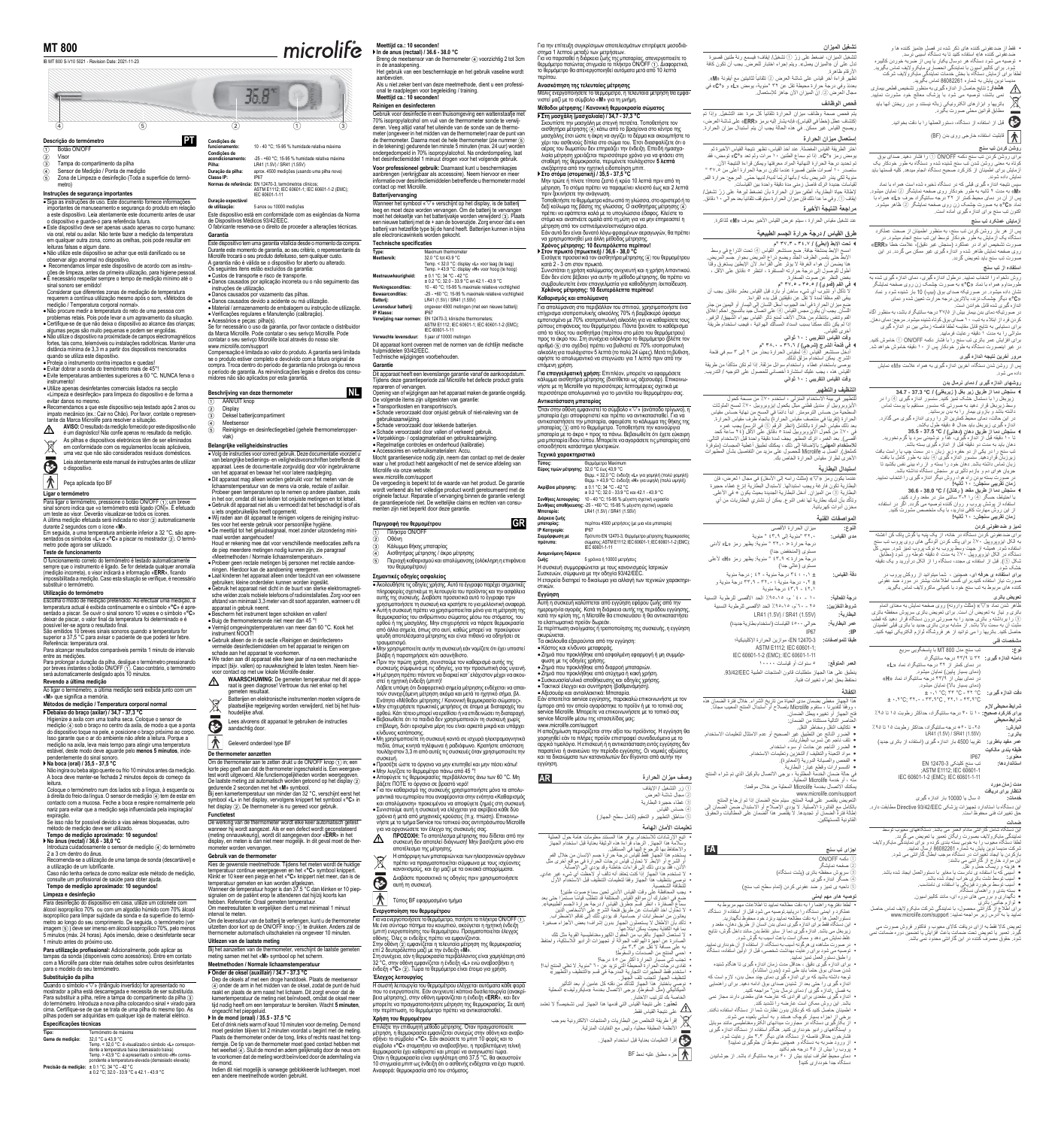# MT 800

IB MT 800 S-V10 5021 - Revision Date: 2021-11-23

microlife

## PT

### Descrição do termómetro

1. Botão ON/OFF
2. Visor
3. Tampa do compartimento da pilha
4. Sensor de Medição / Ponta de medição
5. Zona de Limpeza e desinfeção (Toda a superfície do termómetro)

### Instruções de segurança importantes

- Siga as instruções de uso. Este documento fornece informações importantes de manuseamento e segurança do produto em relação a este dispositivo. Leia atentamente este documento antes de usar o dispositivo e guarde-o para referência futura.
- Este dispositivo deve ser apenas usado apenas no corpo humano: via oral, retal ou axilar. Não tente fazer a medição da temperatura em qualquer outra zona, como as orelhas, pois pode resultar em leituras falsas e algum dano.
- Não utilize este dispositivo se achar que está danificado ou se observar algo anormal no dispositivo.
- Recomendamos limpar este dispositivo de acordo com as instruções de limpeza, antes da primeira utilização, para higiene pessoal.
- É necessário respeitar sempre o tempo de medição mínimo até o sinal sonoro ser emitido!
  Considerar que diferentes zonas de medição de temperatura requerem a continua utilização mesmo após o som, «Métodos de medição / Temperatura corporal normal».
- Não procure medir a temperatura do reto de uma pessoa com problemas retais. Pois pode levar a um agravamento da situação.
- Certifique-se de que não deixa o dispositivo ao alcance das crianças; algumas peças são muito pequenas e podem ser engolidas.
- Não utilize o dispositivo na proximidade de campos electromagnéticos fortes, tais como, telemóveis ou instalações radiofónicas. Manter uma distância mínima de 3,3 m a partir dos dispositivos mencionados quando se utilize este dispositivo.
- Proteja o instrumento contra impactos e quedas!
- Evitar dobrar a sonda do termómetro mais de 45°!
- Evite temperaturas ambientes superiores a 60 °C. NUNCA ferva o instrumento!
- Utilize apenas desinfetantes comerciais listados na secção «Limpeza e desinfeção» para limpeza do dispositivo e de forma a evitar danos no mesmo.
- Recomendamos a que este dispositivo seja testado após 2 anos ou impato mecânico (ex.: Cair no Chão). Por favor, contate o representante da Marca Microlife para resolver a situação.

**AVISO:** O resultado da medição fornecido por este dispositivo não é um diagnóstico! Não confie apenas no resultado da medição.

As pilhas e dispositivos eletrónicos têm de ser eliminados em conformidade com os regulamentos locais aplicáveis, uma vez que não são considerados resíduos domésticos.

Leia atentamente este manual de instruções antes de utilizar o dispositivo.

Peça aplicada tipo BF

### Ligar o termómetro

Para ligar o termómetro, pressione o botão ON/OFF ①; um breve sinal sonoro indica que o termómetro está ligado (ON)». E efetuado um teste ao visor. Deverão visualizar-se todos os ícones.
A última medição efetuada será indicada no visor ② automaticamente durante 2 segundos com o ícone «M».
Em seguida, a uma temperatura ambiente inferior a 32 °C, são apresentados os símbolos «L» e «°C» a piscar no mostrador ②. O termómetro pode agora ser utilizado.

### Teste de funcionamento

O funcionamento correto do termómetro é testado automaticamente sempre que o termómetro é ligado. Se for detetada qualquer anomalia (medição incorreta), o visor indicará a informação «ERR», ficando impossibilitada a medição. Caso esta situação se verifique, é necessário substituir o termómetro.

### Utilização do termómetro

Escolha o modo de medição pretendido. Ao efetuar uma medição, a temperatura actual é exibida continuamente e o símbolo «°C» é apresentado a piscar. Se ouvir o sinal sonoro 10 vezes e o símbolo «°C» deixar de piscar, o valor final da temperatura foi determinado e é possível ler-se agora o resultado final.
São emitidos 10 breves sinais sonoros quando a temperatura for superior a 37,5 °C para avisar o paciente de que poderá ter febre.
Referência: temperatura oral.
Para alcançar resultados comparáveis permita 1 minuto de intervalo entre as medições.
Para prolongar a duração da pilha, desligue o termómetro pressionando por breves instantes o botão ON/OFF ①. Caso contrário, o termómetro será automaticamente desligado após 10 minutos.

### Revendo a última medição

Ao ligar o termómetro, a última medição será exibida junto com um «M» que significa a memória.

### Métodos de medição / Temperatura corporal normal

**▸ Debaixo do braço (axilar) / 34,7 - 37,3 °C**
Higienize a axila com uma toalha seca. Coloque o sensor de medição ④ sob o braço no centro da axila, de modo a que a ponta do dispositivo toque na pele, e posicione o braço próximo ao corpo. Isso garante que o ar do ambiente não afete a leitura. Porque a medição na axila, leva mais tempo para alcançar uma temperatura estável, deste modo deve aguardar pelo **menos 5 minutos**, independentemente do sinal sonoro.

**▸ Na boca (oral) / 35,5 - 37,5 °C**
Não ingira ou beba algo quente ou frio 10 minutos antes da medição. A boca deve manter-se fechada 2 minutos depois do começo da leitura.
Coloque o termómetro num dos lados sob a língua, à esquerda ou à direita da fresa da língua. O sensor de medição ④ tem de estar em contacto com a mucosa. Feche a boca e respire normalmente pelo nariz para evitar que a medição seja influenciada pela inspiração/expiração.
Se isso não for possível devido a vias aéreas bloqueadas, outro método de medição deve ser utilizado.
**Tempo de medição aproximado: 10 segundos!**

**▸ No ânus (rectal) / 36,6 - 38,0 °C**
Introduza cuidadosamente o sensor de medição ④ do termómetro 2 a 3 cm dentro do ânus.
Recomenda-se a utilização de uma tampa de sonda (descartável) e a utilização de um lubrificante.
Caso não tenha certeza de como realizar este método de medição, consulte um profissional de saúde para obter ajuda.
**Tempo de medição aproximado: 10 segundos!**

### Limpeza e desinfeção

Para desinfeção do dispositivo em casa, utilize um cotonete com álcool isopropílico 70% ou com um algodão húmido com 70% álcool isopropílico para limpar/ajudar a sonda e da superfície do termómetro ao longo do seu comprimento. De seguida, o termómetro (ver imagem ⑤) deve ser imerso em álcool isopropílico 70%, pelo menos 5 minutos (máx. 24 horas). Após imersão, deixe o desinfetante secar 1 minuto antes do próximo uso.
**Para utilização profissional:** Adicionalmente, pode aplicar as tampas da sonda (disponíveis como acessórios). Entre em contato com a Microlife para obter mais detalhes sobre outros desinfetantes para o modelo do seu termómetro.

### Substituição da pilha

Quando o símbolo «▽» (triângulo invertido) for apresentado no mostrador a pilha está descarregada e necessita de ser substituída. Para substituir a pilha, retire a tampa do compartimento da pilha ③ do termómetro. Introduza a nova pilha colocando o sinal + virado para cima. Certifique-se de que se trata de uma pilha do mesmo tipo. As pilhas podem ser adquiridas em qualquer loja de material elétrico.

### Especificações técnicas

| | |
|---|---|
| Tipo: | Termómetro de máxima |
| Gama de medição: | 32,0 °C a 43,9 °C<br>Temp. < 32,0 °C: é visualizado o símbolo «L» correspondente à temperatura baixa (demasiado baixa)<br>Temp. > 43,9 °C: é apresentado o símbolo «H» correspondente à temperatura elevada (demasiado elevada) |
| Precisão da medição: | ± 0,1 °C: 34 °C - 42 °C<br>± 0,2 °C: 32,0 - 33,9 °C e 42,1 - 43,9 °C |
| Condições de funcionamento: | 10 - 40 °C; 15-95 % humidade relativa máxima |
| Condições de acondicionamento: | -25 - +60 °C; 15-95 % humidade relativa máxima |
| Pilha: | LR41 (1.5V) / SR41 (1.55V) |
| Duração da pilha: | aprox. 4500 medições (usando uma pilha nova) |
| Classe IP: | IP67 |
| Normas de referência: | EN 12470-3; termómetros clínicos; ASTM E1112; IEC 60601-1; IEC 60601-1-2 (EMC); IEC 60601-1-11 |
| Duração expectável de utilização: | 5 anos ou 10000 medições |

Este dispositivo está em conformidade com as exigências da Norma de Dispositivos Médicos 93/42/EEC.
O fabricante reserva-se o direito de proceder a alterações técnicas.

### Garantia

Este dispositivo tem uma garantia vitalícia desde o momento da compra. Durante este momento de garantia, ao seu critério, a representante da Microlife trocará o seu produto defeituoso, sem qualquer custo.
A garantia não é válida se o dispositivo for aberto ou alterado.
Os seguintes itens estão excluídos da garantia:
- Custos de transporte e risco de transporte.
- Danos causados por aplicação incorreta ou o não seguimento das instruções de utilização.
- Danos causados por vazamento das pilhas.
- Danos causados devido a acidente ou má utilização.
- Material / armazenamento de embalagem ou instrução de utilização.
- Verificações regulares e Manutenção (calibração).
- Acessórios e peças: pilha(s).

Se for necessário o uso da garantia, por favor contacte o distribuidor da Marca Microlife. Pode contatar o seu serviço Microlife. Pode contatar o seu serviço Microlife local através do nosso site: www.microlife.com/support
Compensação é limitada ao valor do produto. A garantia será limitada se o produto estiver completo e devolvido com a fatura original de compra. Troca dentro do período de garantia não prolonga ou renova o período de garantia. As reivindicações legais e direitos dos consumidores não são aplicados por esta garantia.

## NL

### Beschrijving van de thermometer

1. AAN/UIT knop
2. Display
3. Deksel batterijcompartiment
4. Meetsensor
5. Reinigings- en desinfectiegebied (gehele thermometeroppervlak)

### Belangrijke veiligheidsinstructies

- Volg de instructies voor correct gebruik. Deze documentatie voorziet u van belangrijke bedienings- en veiligheidsvoorschriften betreffende dit apparaat. Lees de documentatie zorgvuldig door vóór ingebruikname van het apparaat en bewaar ze voor latere raadpleging.
- Dit apparaat mag alleen worden gebruikt voor het meten van de lichaamstemperatuur van de mens via orale, rectale of axillair. Probeer geen temperaturen op te nemen op andere plaatsen, zoals in het oor, omdat dit kan leiden tot onjuiste metingen en tot letsel.
- Gebruik dit apparaat niet als u vermoedt dat het beschadigd is of als u iets ongebruikelijks heeft opgemerkt.
- Wij raden aan dit apparaat te reinigen volgens de reiniging instructies voor het eerste gebruik voor persoonlijke hygiëne.
- De meettijd tot het geluidssignaal, moet zonder uitzondering minimaal worden aangehouden!
  Houd er rekening mee dat voor verschillende meetlocaties zelfs na de piep meerdere metingen nodig kunnen zijn, zie paragraaf «Meetmethoden / Normale lichaamstemperatuur».
- Probeer geen rectale metingen bij personen met rectale aandoeningen. Hierdoor kan de aandoening verergeren.
- Laat kinderen het apparaat alleen onder toezicht van een volwassene gebruiken; kleine onderdelen kunnen worden ingeslikt.
- Gebruik het apparaat niet dicht in de buurt van sterke elektromagnetische velden zoals mobiele telefoons of radioinstallaties. Zorg voor een afstand van minimaal 3,3 meter van dit soort apparaten, wanneer u dit apparaat in gebruik neemt.
- Bescherm het instrument tegen schokken en vallen!
- Buig de thermometersonde niet meer dan 45 °!
- Vermijd omgevingstemperaturen van meer dan 60 °C. Kook het instrument NOOIT!
- Gebruik alleen de in de sectie «Reiniging en desinfecteren» vermelde desinfectiemiddelen om het apparaat te reinigen om schade aan het apparaat te voorkomen.
- We raden aan dit apparaat elke twee jaar of na een mechanische impact (bijv. vallen) op nauwkeurigheid te laten testen. Neem hiervoor contact op met uw lokale Microlife-dealer.

**WAARSCHUWING:** De gemeten temperatuur met dit apparaat is geen diagnose! Vertrouw dus niet enkel op het gemeten resultaat.

Batterijen en elektronische instrumenten moeten volgens de plaatselijke regelgeving worden verwijderd, niet bij het huishoudelijke afval.

Lees alvorens dit apparaat te gebruiken de instructies aandachtig door.

Geleverd onderdeel type BF

### De thermometer aanzetten

Om de thermometer aan te zetten drukt u de ON/OFF knop ① in, een korte piep geeft aan dat de thermometer ingeschakeld is. Een weergavetest wordt uitgevoerd. Alle functiemogelijkheden worden weergegeven. De laatste meting zal automatisch worden getoond op het display ② gedurende 2 seconden met het «M» symbool.
Bij een kamertemperatuur van minder dan 32 °C, verschijnt eerst het symbool «L» in het display, vervolgens knippert het symbool «°C» in het display ②. De thermometer is nu gereed voor gebruik.

### Functietest

De werking van de thermometer wordt elke keer automatisch getest wanneer hij wordt aangezet. Als er een defect wordt geconstateerd (meting onnauwkeurig), wordt dit aangegeven door «ERR» in het display, en meten is dan niet meer mogelijk. In dit geval moet de thermometer worden vervangen.

### Gebruik van de thermometer

Kies de gewenste meetmethode. Tijdens het meten wordt de huidige temperatuur continue weergegeven en het «°C» symbool knippert. Klinkt er 10 keer een piepje en het «°C» knippert niet meer, dan is de temperatuurmeting voltooid.
Wanneer de temperatuur hoger is dan 37,5 °C dan klinken er 10 piepsignalen om de patiënt erop te attenderen dat hij/zij koorts kan hebben. Referentie: Orale gemeten temperatuur.
Om meetresultaten te vergelijken dient u met minimaal 1 minuut interval te meten.
Om de levensduur van de batterij te verlengen, kunt u de thermometer uitzetten door kort op de ON/OFF knop ① te drukken. Anders zal de thermometer automatisch uitschakelen na ongeveer 10 minuten.

### Uitlezen van de laatste meting

Bij het aanzetten van de thermometer, verschijnt de laatste gemeten meting samen met het «M» symbool op het scherm.

### Meetmethoden / Normale lichaamstemperatuur

**▸ Onder de oksel (axillair) / 34,7 - 37,3 °C**
Dep de oksels af met een droge handdoek. Plaats de meetsensor ④ onder de arm in het midden van de oksel, zodat de punt de huid raakt en plaats de arm naast het lichaam. Dit zorgt ervoor dat de kamertemperatuur de meting niet beïnvloedt, omdat de oksel meer tijd nodig heeft om een temperatuur te bereiken. Wacht **5 minuten**, ongeacht het piepgeluid.

**▸ In de mond (oraal) / 35,5 - 37,5 °C**
Eet of drink niets warm of koud 10 minuten voor de meting. De mond moet gesloten blijven tot 2 minuten voordat u begint met de meting. Plaats de thermometer onder de tong, links of rechts naast het tongriempje. De tip van de thermometer moet goed contact hebben met het weefsel ④. Sluit de mond en adem gelijkmatig door de neus om te voorkomen dat de meting wordt beïnvloed door de ademhaling via de mond.
Indien dit niet mogelijk is vanwege geblokkeerde luchtwegen, moet een andere meetmethode worden gebruikt.
**Meettijd ca.: 10 seconden!**

**▸ In de anus (rectaal) / 36,6 - 38,0 °C**
Breng de meetsensor van de thermometer ④ voorzichtig 2 tot 3cm in de anaalopening.
Het gebruik van een beschermkapje en het gebruik vaseline wordt aanbevolen.
Als u niet zeker bent van deze meetmethode, dient u een professional te raadplegen voor begeleiding / training.
**Meettijd ca.: 10 seconden!**

### Reinigen en desinfecteren

Gebruik voor desinfectie in een thuisomgeving een wattenstaafje met 70% isopropylalcohol om vuil van de thermometer sonde te verwijderen. Veeg altijd vanaf het uiteinde van de sonde van de thermometer (ongeveer in het midden van de thermometer) naar de punt van de thermometer. Daarna moet de hele thermometer (zie nummer ⑤ in de tekening) gedurende ten minste 5 minuten (max. 24 uur) worden ondergedompeld in 70% isopropylalcohol. Na onderdompeling, laat het desinfectiemiddel 1 minuut drogen voor het volgende gebruik.
**Voor professioneel gebruik:** Daarnaast kunt u beschermkapjes aanbrengen (verkrijgbaar als accessoire). Neem hiervoor en meer informatie over desinfectiemiddelen betreffende u thermometer model contact op met Microlife.

### Batterijvervanging

Wanneer het symbool «▽» verschijnt op het display, is de batterij leeg en moet deze worden vervangen. Om de batterij te vervangen moet het deksel van het batterijvakje worden verwijderd ③. Plaats een nieuwe batterij met de + aan de bovenzijde. Zorg ervoor dat u een batterij van hetzelfde type bij de hand heeft. Batterijen kunnen in bijna alle electronicawinkels worden gekocht.

### Technische specificaties

| | |
|---|---|
| Type: | Maximum thermometer |
| Meetbereik: | 32,0 °C tot 43,9 °C<br>Temp. < 32,0 °C: display «L» voor laag (te laag)<br>Temp. > 43,9 °C: display «H» voor hoog (te hoog) |
| Meetnauwkeurigheid: | ± 0,1 °C; 34 °C - 42 °C<br>± 0,2 °C; 32,0 - 33,9 °C en 42,1 - 43,9 °C |
| Werkingscondities: | 10 - 40 °C; 15-95 % maximale relatieve vochtigheid |
| Bewaarcondities: | -25 - +60 °C; 15-95 % maximale relatieve vochtigheid |
| Batterij: | LR41 (1.5V) / SR41 (1.55V) |
| Levensduur batterij: | ongeveer 4500 metingen (met een nieuwe batterij) |
| IP Klasse: | IP67 |
| Verwijzing naar normen: | EN 12470-3, klinische thermometers; ASTM E1112; IEC 60601-1; IEC 60601-1-2 (EMC); IEC 60601-1-11 |
| Verwachte levensduur: | 5 jaar of 10000 metingen |

Dit apparaat komt overeen met de normen van de richtlijn medische hulpmiddelen 93/42/EEC.
Technische wijzigingen voorbehouden.

### Garantie

Dit apparaat heeft een levenslange garantie vanaf de aankoopdatum. Tijdens deze garantieperiode zal Microlife het defecte product gratis repareren of vervangen.
Opening van of wijzigingen aan het apparaat maken de garantie ongeldig. De volgende items zijn uitgesloten van garantie:
- Transportkosten en transportrisico's.
- Schade veroorzaakt door onjuist gebruik of niet-naleving van de gebruiksaanwijzing.
- Schade veroorzaakt door lekkende batterijen.
- Schade veroorzaakt door vallen of verkeerd gebruik.
- Verpakkings- / opslagmateriaal en gebruiksaanwijzing.
- Regelmatige controles en onderhoud (kalibratie).
- Accessoires en verbruiksmaterialen: Accu.

Mocht garantieservice nodig zijn, neem dan contact op met de dealer waar u het product hebt gekocht of met de service afdeling van Microlife via onze website:
www.microlife.com/support
De vergoeding is beperkt tot de waarde van het product. De garantie wordt verleend als het volledige product wordt geretourneerd met de originele factuur. Reparatie of vervanging binnen de garantie verlengt de garantieperiode niet. De wettelijke claims en rechten van consumenten zijn niet beperkt door deze garantie.

## GR

### Περιγραφή του θερμομέτρου

1. Πλήκτρο ON/OFF
2. Οθόνη
3. Κάλυμμα θήκης μπαταρίας
4. Αισθητήρας μέτρησης / άκρο μέτρησης
5. Περιοχή καθαρισμού και απολύμανσης (ολόκληρη η επιφάνεια του θερμομέτρου)

### Σημαντικές οδηγίες ασφαλείας

- Ακολουθήστε τις οδηγίες χρήσης. Αυτό το έγγραφο παρέχει σημαντικές πληροφορίες σχετικά με τη λειτουργία του προϊόντος και την ασφάλεια αυτής της συσκευής. Διαβάστε προσεκτικά αυτό το έγγραφο πριν χρησιμοποιήσετε τη συσκευή και κρατήστε το για μελλοντική αναφορά.
- Αυτή η συσκευή πρέπει να χρησιμοποιείται μόνο για τη μέτρηση της θερμοκρασίας του ανθρώπινου σώματος μέσω του στόματος, του ορθού ή της μασχάλης. Μην επιχειρήσετε να πάρετε θερμοκρασία από άλλα σημεία, όπως στο αυτί, καθώς μπορεί να προκύψουν ψευδή αποτελέσματα μέτρησης και είναι πιθανό να οδηγήσει σε τραυματισμό.
- Μην χρησιμοποιείτε αυτήν τη συσκευή εάν νομίζετε ότι έχει υποστεί βλάβη ή παρατηρήσετε κάτι ασυνήθιστο.
- Πριν την πρώτη χρήση, συνιστούμε τον καθαρισμό αυτής της συσκευής σύμφωνα με τις οδηγίες, για την προσωπική σας υγιεινή.
- Η μέτρηση πρέπει πάντοτε να διαρκεί κατ' ελάχιστον μέχρι να ακουστεί η ηχητική ένδειξη (μπιπ)!
- Μην προσπαθήσετε να μετρήσετε τη θερμοκρασία από το ορθό σε άτομα με παθήσεις του ορθού. Αυτό μπορεί να επιδεινώσει την κατάσταση.
- Φροντίστε ώστε τα παιδιά να μην χρησιμοποιούν τη συσκευή χωρίς επίβλεψη, διότι ορισμένα μέρη του είναι αρκετά μικρά και υπάρχει κίνδυνος κατάποσης.
- Μη χρησιμοποιείτε τη συσκευή κοντά σε ισχυρά ηλεκτρομαγνητικά πεδία, όπως κινητά τηλέφωνα ή ραδιόφωνα. Κρατήστε απόσταση τουλάχιστον 3,3 m από αυτές τις συσκευές όταν χρησιμοποιείτε την συσκευή.
- Προστατέψτε το όργανο από κρούσεις και πτώσεις!
- Μην λυγίζετε το θερμόμετρο πάνω από 45 °!
- Αποφύγετε τις θερμοκρασίες περιβάλλοντος άνω των 60 °C. Μη βάζετε ΠΟΤΕ το όργανο σε βραστό νερό!
- Για τον καθαρισμό της συσκευής χρησιμοποιήστε μόνο τα απολυμαντικά που αναφέρονται στην ενότητα «Καθαρισμός και απολύμανση» προκειμένου να αποφευχθεί ζημιά στη συσκευή.
- Συνιστάται αυτή η συσκευή να ελέγχεται για ακρίβεια κάθε δύο χρόνια ή μετά από μηχανικές κρούσεις (π.χ. πτώση). Επικοινωνήστε με το τμήμα Service της Microlife.

**ΠΡΟΣΟΧΗ:** Το αποτέλεσμα μέτρησης που δίδεται από τη συσκευή δεν αποτελεί διάγνωση! Μην βασίζεστε μόνο στο αποτέλεσμα της μέτρησης.

Η απόρριψη των μπαταριών και των ηλεκτρονικών οργάνων πρέπει να πραγματοποιείται σύμφωνα με τους τοπικούς κανονισμούς, και όχι μαζί με τα οικιακά απορρίμματα.

Διαβάστε προσεκτικά τις οδηγίες πριν χρησιμοποιήσετε αυτή τη συσκευή.

Τύπος BF εφαρμοσμένο τμήμα

### Ενεργοποίηση του θερμομέτρου

Για να ενεργοποιήσετε το θερμόμετρο, πατήστε το πλήκτρο ON/OFF ①. Με ένα σύντομο ηχητικό σήμα δηλώνεται η λειτουργία ON. Διενεργείται ένας έλεγχος της οθόνης. Όλες οι ενδείξεις πρέπει να εμφανίζονται. Στην οθόνη ② εμφανίζεται η τελευταία μέτρηση για 2 δευτερόλεπτα μαζί με την ένδειξη «M».
Στη συνέχεια, εάν η θερμοκρασία περιβάλλοντος είναι χαμηλότερη από 32 °C, στην οθόνη εμφανίζεται η ένδειξη «L» ενώ αναβοσβήνει η ένδειξη «°C» ②. Τώρα το θερμόμετρο είναι έτοιμο για χρήση.

### Έλεγχος λειτουργίας

Η σωστή λειτουργία του θερμομέτρου ελέγχεται αυτόματα κάθε φορά που το ενεργοποιείτε. Εάν ανιχνευτεί κάποια δυσλειτουργία (ανακριβεία μέτρησης), στην οθόνη εμφανίζεται η ένδειξη «ERR», και δεν μπορείτε να πραγματοποιήσετε μέτρηση της θερμοκρασίας. Σε αυτή την περίπτωση το θερμόμετρο πρέπει να αντικατασταθεί.

### Χρήση του θερμομέτρου

Επιλέξτε την επιθυμητή μέθοδο μέτρησης. Όταν πραγματοποιείτε μέτρηση, η θερμοκρασία εμφανίζεται συνεχώς στην οθόνη και αναβοσβήνει το σύμβολο «°C». Εάν ακουστεί το μπιπ 10 φορές και το σύμβολο «°C» σταματήσει να αναβοσβήνει, η προβλεπόμενη τελική θερμοκρασία έχει καθοριστεί και μπορεί να διαβαστεί τώρα.
Όταν η θερμοκρασία είναι υψηλότερη από 37,5 °C, θα ακουστούν 10 σύντομα μπιπ ως ένδειξη ότι ο ασθενής ενδέχεται να έχει πυρετό. Αναφορά: θερμοκρασία από το στόμα.
Για την επίτευξη συγκρίσιμων αποτελεσμάτων επιτρέψτε μεσοδιάστημα 1 λεπτού μεταξύ των μετρήσεων.
Για να παρατείνετε τη διάρκεια ζωής της μπαταρίας, απενεργοποιείτε το θερμόμετρο πατώντας στιγμιαία το πλήκτρο ON/OFF ①. Διαφορετικά, το θερμόμετρο θα απενεργοποιηθεί αυτόματα μετά από 10 λεπτά περίπου.

### Ανασκόπηση της τελευταίας μέτρησης

Μόλις ενεργοποιήσετε το θερμόμετρο, η τελευταία μέτρηση θα εμφανιστεί μαζί με το σύμβολο «M» για τη μνήμη.

### Μέθοδοι μέτρησης / Κανονική θερμοκρασία σώματος

**▸ Στη μασχάλη (μασχαλιαία) / 34,7 - 37,3 °C**
Σκουπίστε την μασχάλη με στεγνή πετσέτα. Τοποθετήστε τον αισθητήρα μέτρησης ④ κάτω από το βραχίονα στο κέντρο της μασχάλης έτσι ώστε η άκρη να ακουμπά το δέρμα και ακουμπήστε το χέρι του ασθενούς δίπλα στο σώμα του. Έτσι διασφαλίζετε ότι ο αέρας του δωματίου δεν επηρεάζει την ένδειξη. Επειδή η μασχαλιαία μέτρηση χρειάζεται περισσότερο χρόνο για να φτάσει στη σταθερή θερμοκρασία, περιμένετε τουλάχιστον **5 λεπτά** ανεξάρτητα από την ηχητική ειδοποίηση μπιπ.

**▸ Στο στόμα (στοματική) / 35,5 - 37,5 °C**
Μην τρώτε ή πίνετε τίποτα ζεστό ή κρύο 10 λεπτά πριν από τη μέτρηση. Το στόμα πρέπει να παραμείνει κλειστό έως και 2 λεπτά πριν ξεκινήσετε την ανάγνωση.
Τοποθετήστε το θερμόμετρο κάτω από τη γλώσσα, στο αριστερό ή το δεξί κόλπωμα της βάσης της γλώσσας. Ο αισθητήρας μέτρησης ④ πρέπει να εφάπτεται καλά με το υπογλώσσιο έδαφος. Κλείστε το στόμα και αναπνέετε ομαλά από τη μύτη για να μην επηρεαστεί η μέτρηση από τον εισπνεόμενο/εκπνεόμενο αέρα.
Εάν αυτό δεν είναι δυνατό λόγω φραγμένων αεραγωγών, θα πρέπει να χρησιμοποιηθεί μια άλλη μέθοδος μέτρησης.
**Χρόνος μέτρησης: 10 δευτερόλεπτα περίπου!**

**▸ Στον πρωκτό (πρωκτική) / 36,6 - 38,0 °C**
Εισάγετε προσεκτικά τον αισθητήρα μέτρησης ④ του θερμομέτρου κατά 2 - 3 cm στον πρωκτό.
Συνιστάται η χρήση καλύμματος ανιχνευτή και η χρήση λιπαντικού.
Εάν δεν είστε βέβαιοι για αυτήν τη μέθοδο μέτρησης, θα πρέπει να συμβουλευτείτε έναν επαγγελματία για καθοδήγηση /εκπαίδευση.
**Χρόνος μέτρησης: 10 δευτερόλεπτα περίπου!**

### Καθαρισμός και απολύμανση

Για απολύμανση στο περιβάλλον του σπιτιού, χρησιμοποιήστε ένα επίχρισμα οινοπνεύματος ισοπροπυλικής 70% ή βαμβακερό ύφασμα εμποτισμένο με 70% ισοπροπυλική αλκοόλη για να καθαρίσετε τους ρύπους στην επιφάνεια του θερμομέτρου. Πάντα ξεκινά να καθαρίζετε από το τέλος του αισθητήρα (περίπου στο μέσο του θερμομέτρου) προς το άκρο του. Στη συνέχεια ολόκληρο το θερμόμετρο (βλέπε τον αριθμό ⑤ στο σχέδιο) πρέπει να βυθιστεί σε 70% ισοπροπυλική αλκοόλη για τουλάχιστον 5 λεπτά (το πολύ 24 ώρες). Μετά τη βύθιση, αφήστε το απολυμαντικό να στεγνώσει για 1 λεπτό πριν από την επόμενη χρήση.
**Για επαγγελματική χρήση:** Επιπλέον, μπορείτε να εφαρμόσετε καλύμματα αισθητήρα μέτρησης (διαθέσιμα ως αξεσουάρ). Επικοινωνήστε με τη Microlife για περισσότερες λεπτομέρειες σχετικά με περισσότερα απολυμαντικά για το μοντέλο του θερμομέτρου σας.

### Αντικατάσταση μπαταρίας

Όταν στην οθόνη εμφανιστεί το σύμβολο «▽» (ανάποδο τρίγωνο), η μπαταρία έχει αποφορτιστεί και πρέπει να αντικατασταθεί. Για να αντικαταστήσετε την μπαταρία, αφαιρέστε το κάλυμμα της θήκης της μπαταρίας ③ από το θερμόμετρο. Τοποθετήστε την καινούργια μπαταρία με το άκρο + προς τα πάνω. Βεβαιωθείτε ότι έχετε εύκαιρη μια μπαταρία ίδιου τύπου. Μπαταρίες μπορείτε να αγοράσετε σε καταστήματα ηλεκτρικών ειδών.

### Τεχνικά χαρακτηριστικά

| | |
|---|---|
| Τύπος: | Θερμόμετρο Maximum |
| Εύρος μέτρησης: | 32,0 °C έως 43,9 °C<br>Θερμ. < 32,0 °C: ένδειξη «L» για χαμηλή (πολύ χαμηλή)<br>Θερμ. > 43,9 °C: ένδειξη «H» για υψηλή (πολύ υψηλή) |
| Ακρίβεια μέτρησης: | ± 0,1 °C; 34 °C - 42 °C<br>± 0,2 °C; 32,0 - 33,9 °C και 42,1 - 43,9 °C |
| Συνθήκες λειτουργίας: | 10 - 40 °C; 15-95 % μέγιστη σχετική υγρασία |
| Συνθήκες φύλαξης: | -25 - +60 °C; 15-95 % μέγιστη σχετική υγρασία |
| Μπαταρία: | LR41 (1.5V) / SR41 (1.55V) |
| Διάρκεια ζωής μπαταρίας: | περίπου 4500 μετρήσεις (με μια νέα μπαταρία) |
| IP Κατηγορία: | IP67 |
| Παραπομπή σε πρότυπα: | EN 12470-3, Θερμόμετρα μέτρησης θερμοκρασίας σώματος; ASTM E1112; IEC 60601-1; IEC 60601-1-2 (EMC); IEC 60601-1-11 |
| Αναμενόμενη διάρκεια χρήσης: | 5 χρόνια ή 10000 μετρήσεις |

Η συσκευή συμμορφώνεται με τους κανονισμούς ιατρικών συσκευών, σύμφωνα με την οδηγία 93/42/ΕΟΚ.
Η εταιρεία διατηρεί το δικαίωμα για αλλαγή των τεχνικών χαρακτηριστικών.

### Εγγύηση

Αυτή η συσκευή καλύπτεται από εγγύηση εφόρου ζωής από την ημερομηνία αγοράς. Κατά τη διάρκεια αυτής της περιόδου εγγύησης, κατά την κρίση της, η Microlife θα επισκευάσει ή θα αντικαταστήσει το ελαττωματικό προϊόν δωρεάν.
Σε περίπτωση ανοίγματος ή τροποποίησης της συσκευής, η εγγύηση ακυρώνεται.
Τα ακόλουθα εξαιρούνται από την εγγύηση:
- Κόστος και κίνδυνοι μεταφοράς.
- Ζημιά που προκλήθηκε από εσφαλμένη εφαρμογή ή μη συμμόρφωση με τις οδηγίες χρήσης.
- Ζημιά που προκλήθηκε από διαρροή μπαταριών.
- Ζημιά που προκλήθηκε από ατύχημα ή κακή χρήση.
- Συσκευασία/υλικό αποθήκευσης και οδηγίες χρήσης.
- Τακτικοί έλεγχοι και συντήρηση (βαθμονόμηση).
- Αξεσουάρ και αναλώσιμα: Μπαταρία.

Εάν απαιτείται service εγγύησης, παρακαλώ επικοινωνήστε με τον έμπορο από τον οποίο αγοράστηκε το προϊόν ή με το τοπικό σας service Microlife. Μπορείτε να επικοινωνήσετε με το τοπικό σας service Microlife μέσω της ιστοσελίδας μας:
www.microlife.com/support
Η αποζημίωση περιορίζεται στην αξία του προϊόντος. Η εγγύηση θα χορηγηθεί εάν το πλήρες προϊόν επιστραφεί συνοδευόμενο με το αρχικό τιμολόγιο. Η επισκευή ή η αντικατάσταση εντός εγγύησης δεν παρατείνει ή ανανεώνει την περίοδο εγγύησης. Οι νομικές αξιώσεις και τα δικαιώματα των καταναλωτών δεν θίγονται από αυτήν την εγγύηση.

## AR

### وصف ميزان الحرارة

1. زر التشغيل / الإيقاف
2. مجال شاشة العرض
3. غطاء حجيرة البطارية
4. حساس القياس
5. مناطق التطهير و التنظيف (كامل سطح الجهاز)

### تعليمات الأمان الهامة

### تشغيل الميزان

### فحص الوظائف

### استعمال ميزان الحرارة

### مراجعة النتيجة الأخيرة

### طرق القياس / درجة حرارة الجسم الطبيعية

### التنظيف والتطهير

### استبدال البطارية

### المواصفات الفنية

### الكفالة

## FA

### اجزای تب سنج

### توصیه های مهم ایمنی

### روشن کردن تب سنج

### آزمایش عملکرد تب سنج

### استفاده از تب سنج

### مرور آخرین نتیجه اندازه گیری

### روشهای اندازه گیری / دمای نرمال بدن

### تمیز و ضدعفونی کردن

### تعویض باتری

### مشخصات فنی

### ضمانت